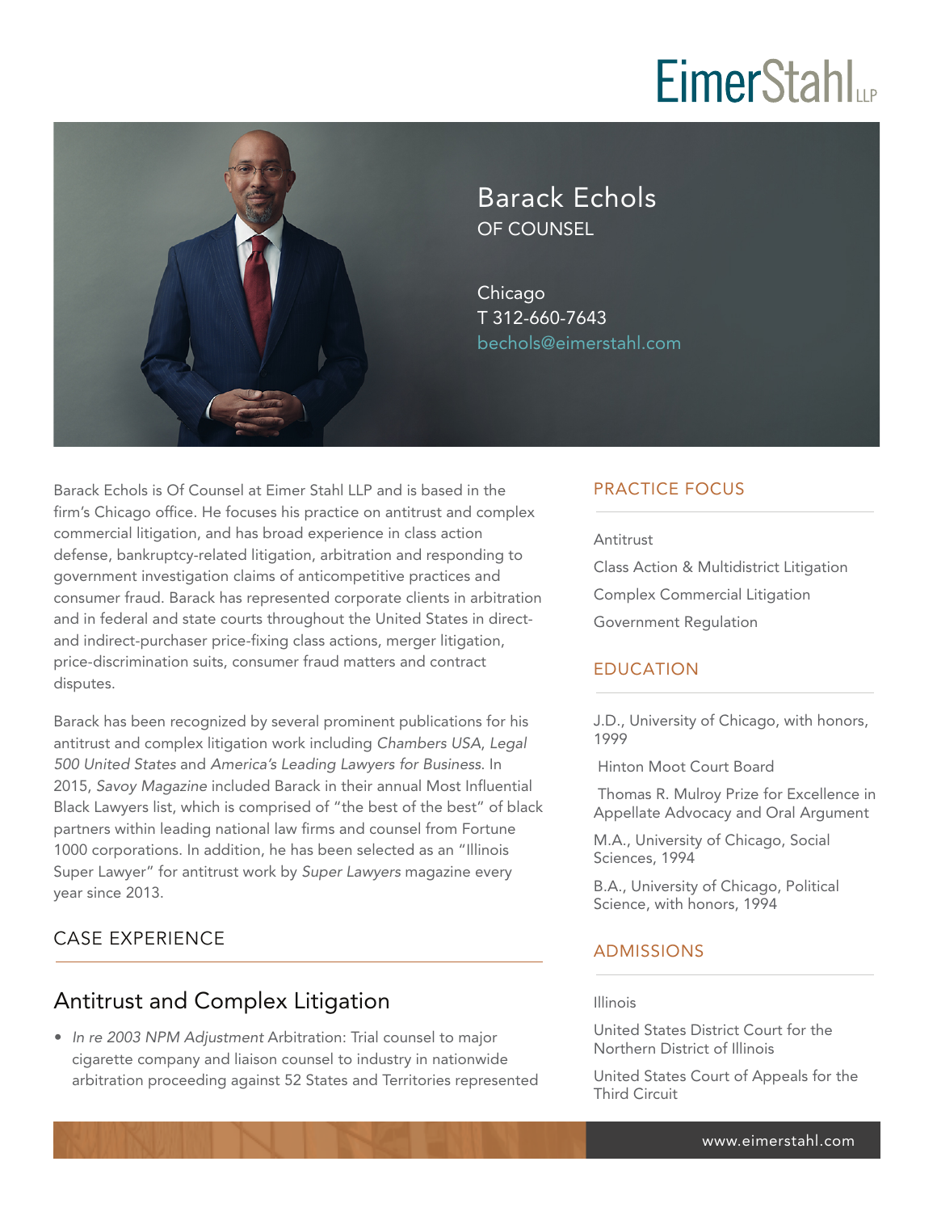# Barack Echols

OF COUNSEL

Chicago
T 312-660-7643
bechols@eimerstahl.com

Barack Echols is Of Counsel at Eimer Stahl LLP and is based in the firm's Chicago office. He focuses his practice on antitrust and complex commercial litigation, and has broad experience in class action defense, bankruptcy-related litigation, arbitration and responding to government investigation claims of anticompetitive practices and consumer fraud. Barack has represented corporate clients in arbitration and in federal and state courts throughout the United States in direct- and indirect-purchaser price-fixing class actions, merger litigation, price-discrimination suits, consumer fraud matters and contract disputes.

Barack has been recognized by several prominent publications for his antitrust and complex litigation work including *Chambers USA*, *Legal 500 United States* and *America's Leading Lawyers for Business*. In 2015, *Savoy Magazine* included Barack in their annual Most Influential Black Lawyers list, which is comprised of "the best of the best" of black partners within leading national law firms and counsel from Fortune 1000 corporations. In addition, he has been selected as an "Illinois Super Lawyer" for antitrust work by *Super Lawyers* magazine every year since 2013.

## PRACTICE FOCUS

Antitrust

Class Action & Multidistrict Litigation

Complex Commercial Litigation

Government Regulation

## EDUCATION

J.D., University of Chicago, with honors, 1999

Hinton Moot Court Board

Thomas R. Mulroy Prize for Excellence in Appellate Advocacy and Oral Argument

M.A., University of Chicago, Social Sciences, 1994

B.A., University of Chicago, Political Science, with honors, 1994

## ADMISSIONS

Illinois

United States District Court for the Northern District of Illinois

United States Court of Appeals for the Third Circuit

## CASE EXPERIENCE

### Antitrust and Complex Litigation

- *In re 2003 NPM Adjustment* Arbitration: Trial counsel to major cigarette company and liaison counsel to industry in nationwide arbitration proceeding against 52 States and Territories represented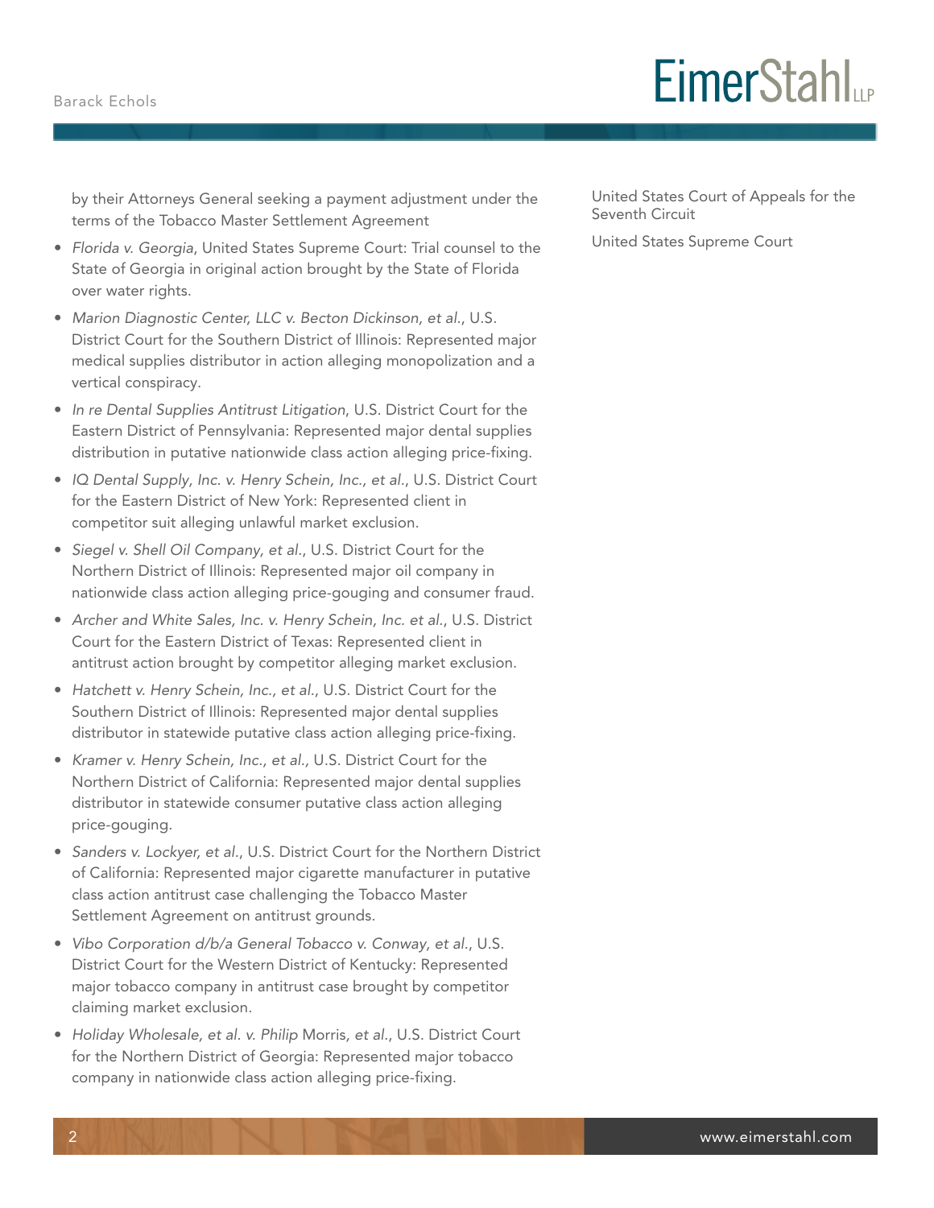by their Attorneys General seeking a payment adjustment under the terms of the Tobacco Master Settlement Agreement

- *Florida v. Georgia*, United States Supreme Court: Trial counsel to the State of Georgia in original action brought by the State of Florida over water rights.
- *Marion Diagnostic Center, LLC v. Becton Dickinson, et al.*, U.S. District Court for the Southern District of Illinois: Represented major medical supplies distributor in action alleging monopolization and a vertical conspiracy.
- *In re Dental Supplies Antitrust Litigation*, U.S. District Court for the Eastern District of Pennsylvania: Represented major dental supplies distribution in putative nationwide class action alleging price-fixing.
- *IQ Dental Supply, Inc. v. Henry Schein, Inc., et al.*, U.S. District Court for the Eastern District of New York: Represented client in competitor suit alleging unlawful market exclusion.
- *Siegel v. Shell Oil Company, et al.*, U.S. District Court for the Northern District of Illinois: Represented major oil company in nationwide class action alleging price-gouging and consumer fraud.
- *Archer and White Sales, Inc. v. Henry Schein, Inc. et al.*, U.S. District Court for the Eastern District of Texas: Represented client in antitrust action brought by competitor alleging market exclusion.
- *Hatchett v. Henry Schein, Inc., et al.*, U.S. District Court for the Southern District of Illinois: Represented major dental supplies distributor in statewide putative class action alleging price-fixing.
- *Kramer v. Henry Schein, Inc., et al.*, U.S. District Court for the Northern District of California: Represented major dental supplies distributor in statewide consumer putative class action alleging price-gouging.
- *Sanders v. Lockyer, et al.*, U.S. District Court for the Northern District of California: Represented major cigarette manufacturer in putative class action antitrust case challenging the Tobacco Master Settlement Agreement on antitrust grounds.
- *Vibo Corporation d/b/a General Tobacco v. Conway, et al.*, U.S. District Court for the Western District of Kentucky: Represented major tobacco company in antitrust case brought by competitor claiming market exclusion.
- *Holiday Wholesale, et al. v. Philip* Morris, *et al.*, U.S. District Court for the Northern District of Georgia: Represented major tobacco company in nationwide class action alleging price-fixing.

United States Court of Appeals for the Seventh Circuit

United States Supreme Court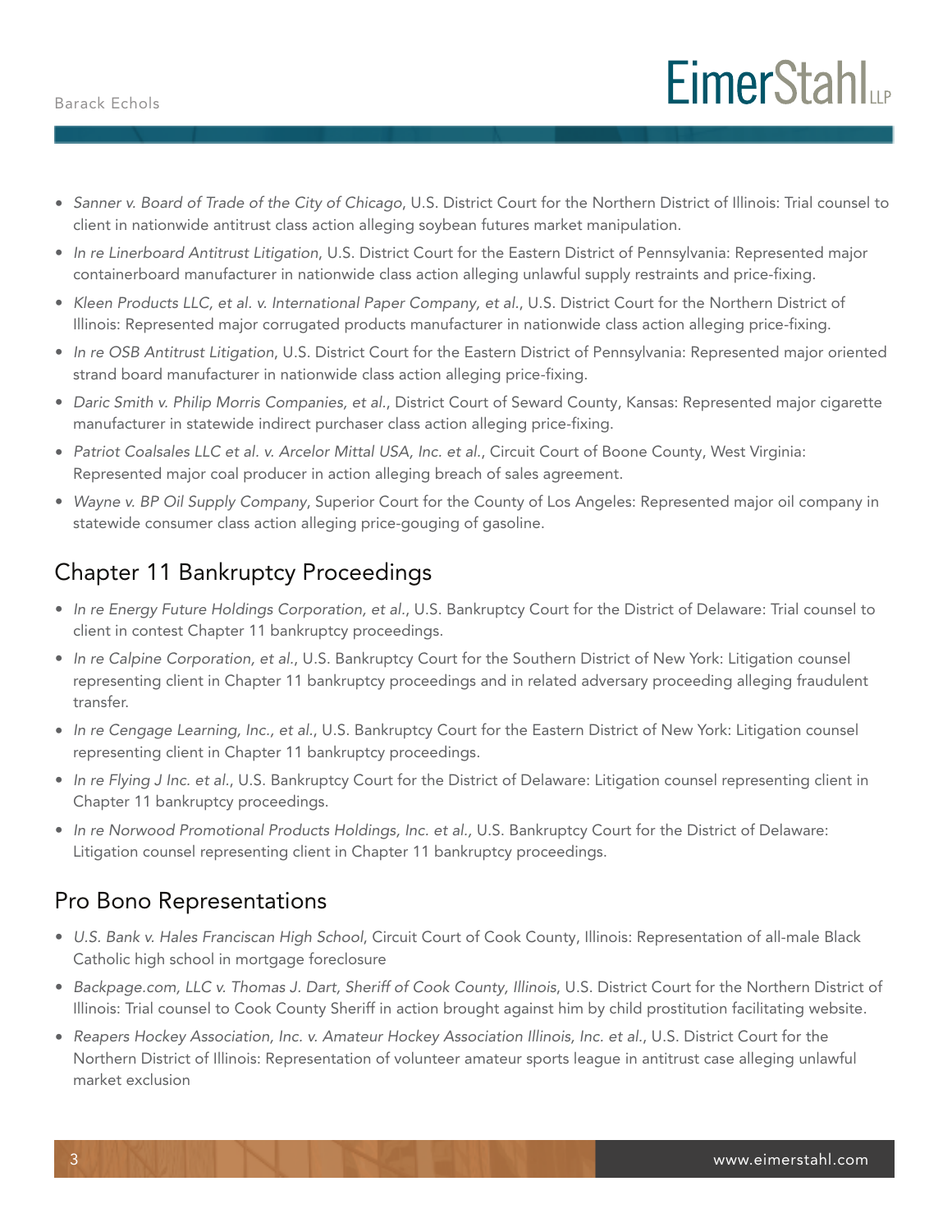- *Sanner v. Board of Trade of the City of Chicago*, U.S. District Court for the Northern District of Illinois: Trial counsel to client in nationwide antitrust class action alleging soybean futures market manipulation.
- *In re Linerboard Antitrust Litigation*, U.S. District Court for the Eastern District of Pennsylvania: Represented major containerboard manufacturer in nationwide class action alleging unlawful supply restraints and price-fixing.
- *Kleen Products LLC, et al. v. International Paper Company, et al.*, U.S. District Court for the Northern District of Illinois: Represented major corrugated products manufacturer in nationwide class action alleging price-fixing.
- *In re OSB Antitrust Litigation*, U.S. District Court for the Eastern District of Pennsylvania: Represented major oriented strand board manufacturer in nationwide class action alleging price-fixing.
- *Daric Smith v. Philip Morris Companies, et al.*, District Court of Seward County, Kansas: Represented major cigarette manufacturer in statewide indirect purchaser class action alleging price-fixing.
- *Patriot Coalsales LLC et al. v. Arcelor Mittal USA, Inc. et al.*, Circuit Court of Boone County, West Virginia: Represented major coal producer in action alleging breach of sales agreement.
- *Wayne v. BP Oil Supply Company*, Superior Court for the County of Los Angeles: Represented major oil company in statewide consumer class action alleging price-gouging of gasoline.

## Chapter 11 Bankruptcy Proceedings

- *In re Energy Future Holdings Corporation, et al.*, U.S. Bankruptcy Court for the District of Delaware: Trial counsel to client in contest Chapter 11 bankruptcy proceedings.
- *In re Calpine Corporation, et al.*, U.S. Bankruptcy Court for the Southern District of New York: Litigation counsel representing client in Chapter 11 bankruptcy proceedings and in related adversary proceeding alleging fraudulent transfer.
- *In re Cengage Learning, Inc., et al.*, U.S. Bankruptcy Court for the Eastern District of New York: Litigation counsel representing client in Chapter 11 bankruptcy proceedings.
- *In re Flying J Inc. et al.*, U.S. Bankruptcy Court for the District of Delaware: Litigation counsel representing client in Chapter 11 bankruptcy proceedings.
- *In re Norwood Promotional Products Holdings, Inc. et al.*, U.S. Bankruptcy Court for the District of Delaware: Litigation counsel representing client in Chapter 11 bankruptcy proceedings.

## Pro Bono Representations

- *U.S. Bank v. Hales Franciscan High School*, Circuit Court of Cook County, Illinois: Representation of all-male Black Catholic high school in mortgage foreclosure
- *Backpage.com, LLC v. Thomas J. Dart, Sheriff of Cook County, Illinois*, U.S. District Court for the Northern District of Illinois: Trial counsel to Cook County Sheriff in action brought against him by child prostitution facilitating website.
- *Reapers Hockey Association, Inc. v. Amateur Hockey Association Illinois, Inc. et al.*, U.S. District Court for the Northern District of Illinois: Representation of volunteer amateur sports league in antitrust case alleging unlawful market exclusion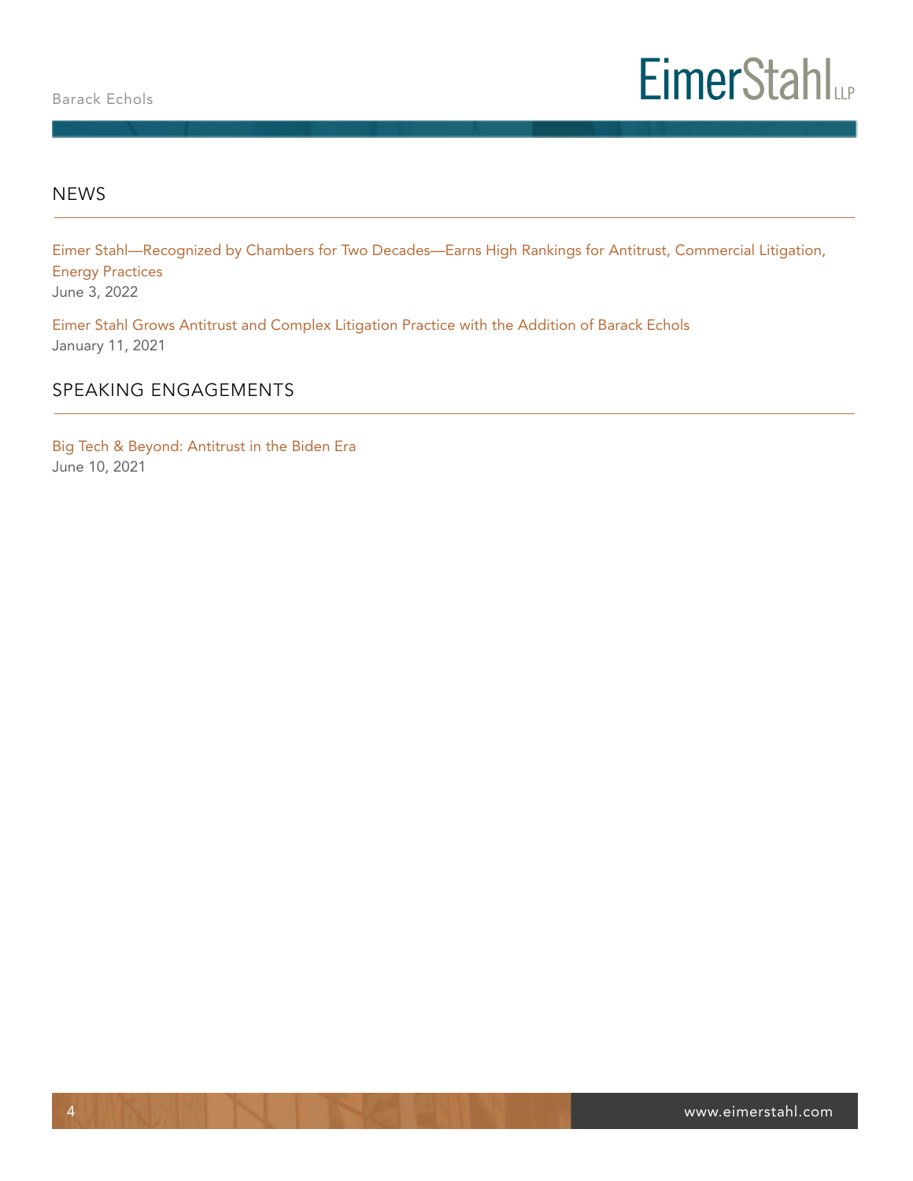## NEWS

Eimer Stahl—Recognized by Chambers for Two Decades—Earns High Rankings for Antitrust, Commercial Litigation, Energy Practices
June 3, 2022

Eimer Stahl Grows Antitrust and Complex Litigation Practice with the Addition of Barack Echols
January 11, 2021

## SPEAKING ENGAGEMENTS

Big Tech & Beyond: Antitrust in the Biden Era
June 10, 2021